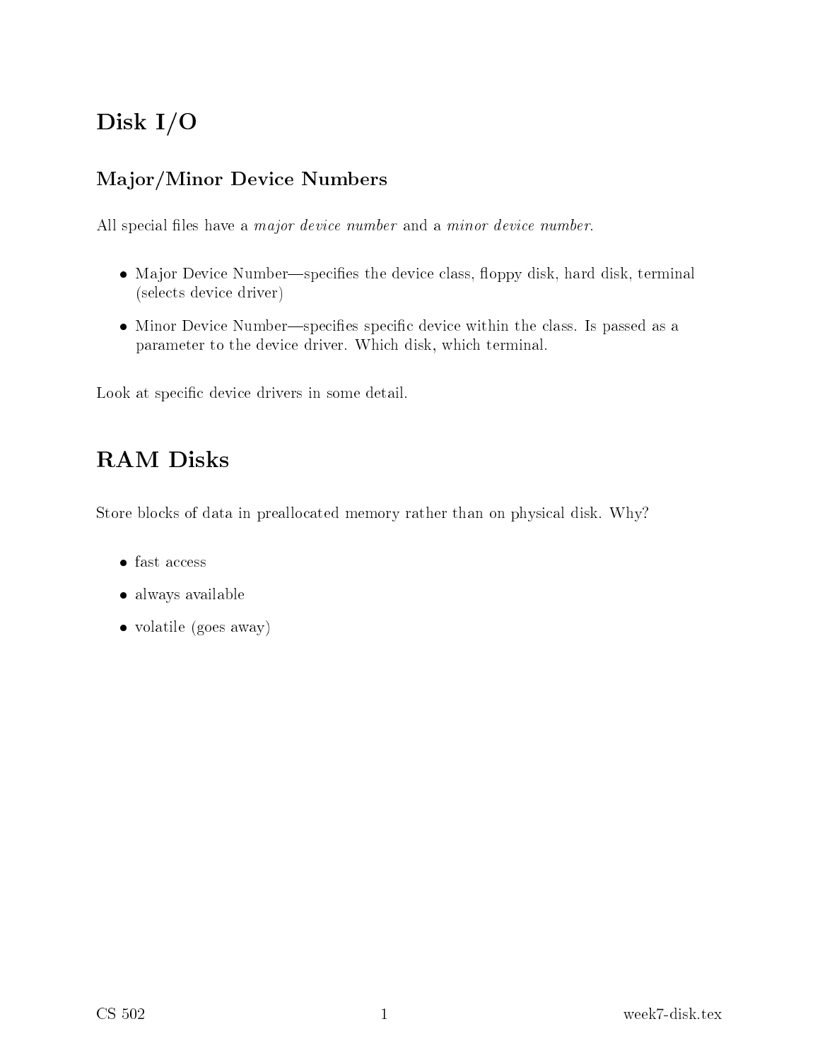# Disk I/O

## Major/Minor Device Numbers

All special files have a *major device number* and a *minor device number*.

- Major Device Number—specifies the device class, floppy disk, hard disk, terminal (selects device driver)
- Minor Device Number—specifies specific device within the class. Is passed as a parameter to the device driver. Which disk, which terminal.

Look at specific device drivers in some detail.

# RAM Disks

Store blocks of data in preallocated memory rather than on physical disk. Why?

- fast access
- always available
- volatile (goes away)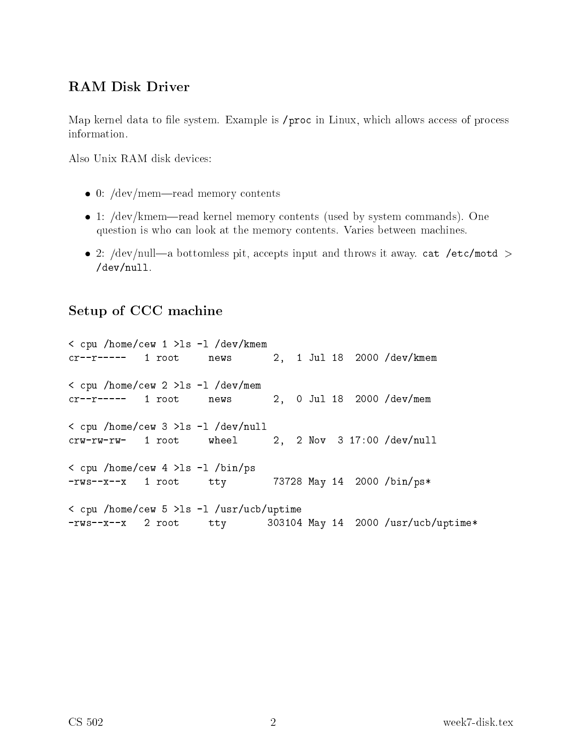## RAM Disk Driver

Map kernel data to file system. Example is `/proc` in Linux, which allows access of process information.

Also Unix RAM disk devices:

- 0: /dev/mem—read memory contents
- 1: /dev/kmem—read kernel memory contents (used by system commands). One question is who can look at the memory contents. Varies between machines.
- 2: /dev/null—a bottomless pit, accepts input and throws it away. `cat /etc/motd > /dev/null`.

## Setup of CCC machine

```
< cpu /home/cew 1 >ls -l /dev/kmem
cr--r-----   1 root     news       2,  1 Jul 18  2000 /dev/kmem

< cpu /home/cew 2 >ls -l /dev/mem
cr--r-----   1 root     news       2,  0 Jul 18  2000 /dev/mem

< cpu /home/cew 3 >ls -l /dev/null
crw-rw-rw-   1 root     wheel      2,  2 Nov  3 17:00 /dev/null

< cpu /home/cew 4 >ls -l /bin/ps
-rws--x--x   1 root     tty        73728 May 14  2000 /bin/ps*

< cpu /home/cew 5 >ls -l /usr/ucb/uptime
-rws--x--x   2 root     tty       303104 May 14  2000 /usr/ucb/uptime*
```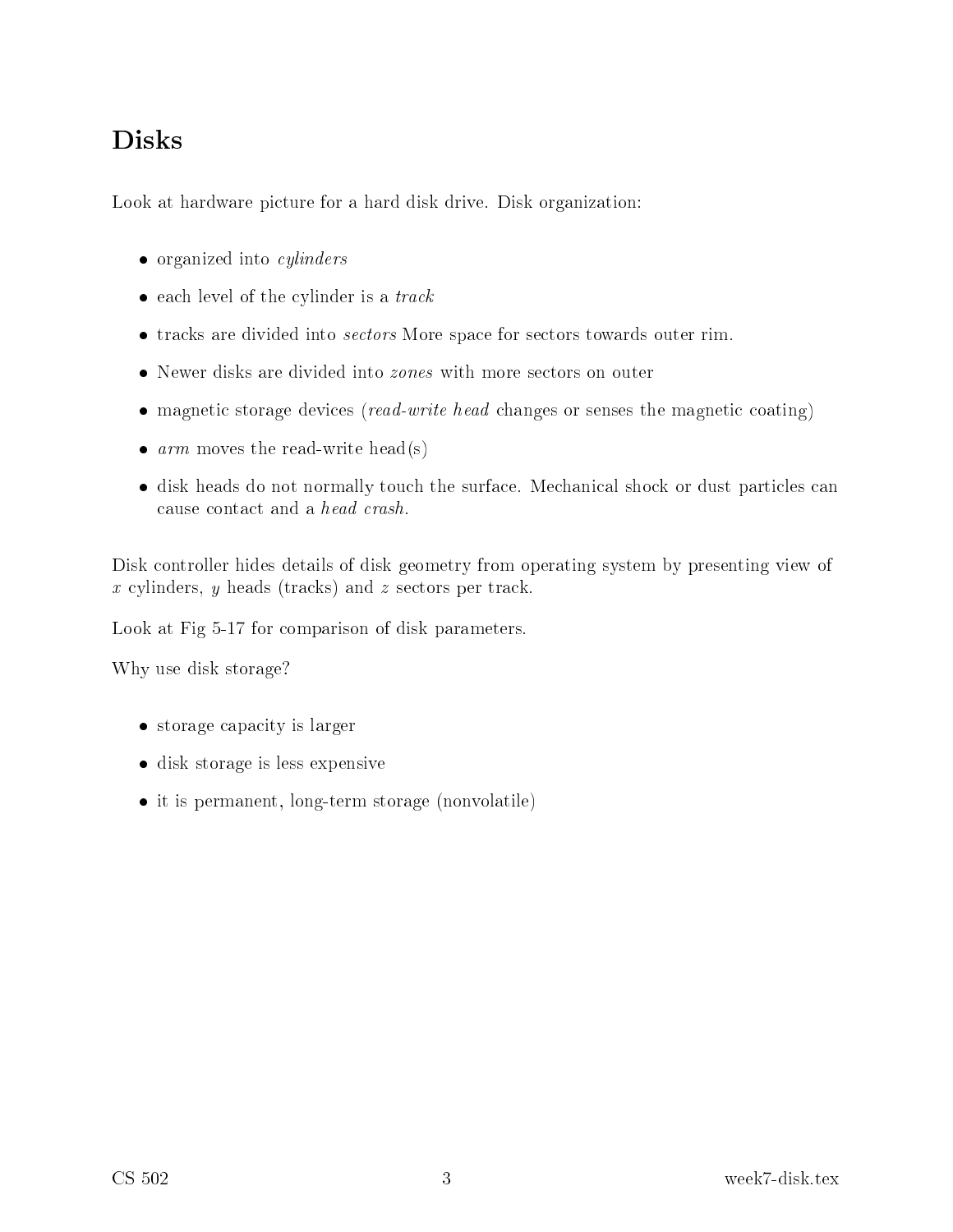## Disks

Look at hardware picture for a hard disk drive. Disk organization:

- organized into *cylinders*
- each level of the cylinder is a *track*
- tracks are divided into *sectors* More space for sectors towards outer rim.
- Newer disks are divided into *zones* with more sectors on outer
- magnetic storage devices (*read-write head* changes or senses the magnetic coating)
- *arm* moves the read-write head(s)
- disk heads do not normally touch the surface. Mechanical shock or dust particles can cause contact and a *head crash*.

Disk controller hides details of disk geometry from operating system by presenting view of $x$ cylinders, $y$ heads (tracks) and $z$ sectors per track.

Look at Fig 5-17 for comparison of disk parameters.

Why use disk storage?

- storage capacity is larger
- disk storage is less expensive
- it is permanent, long-term storage (nonvolatile)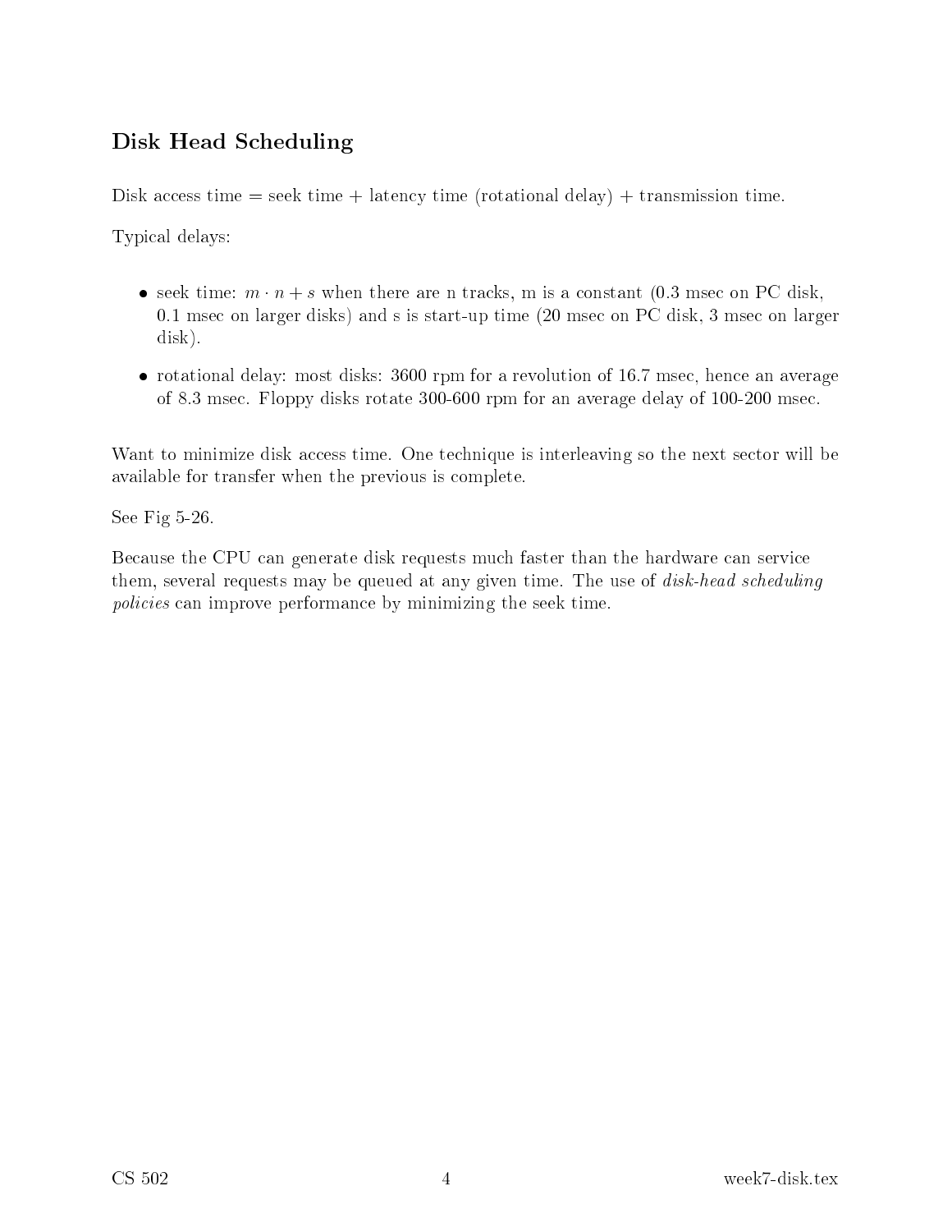## Disk Head Scheduling

Disk access time = seek time + latency time (rotational delay) + transmission time.

Typical delays:

- seek time: $m \cdot n + s$ when there are n tracks, m is a constant (0.3 msec on PC disk, 0.1 msec on larger disks) and s is start-up time (20 msec on PC disk, 3 msec on larger disk).
- rotational delay: most disks: 3600 rpm for a revolution of 16.7 msec, hence an average of 8.3 msec. Floppy disks rotate 300-600 rpm for an average delay of 100-200 msec.

Want to minimize disk access time. One technique is interleaving so the next sector will be available for transfer when the previous is complete.

See Fig 5-26.

Because the CPU can generate disk requests much faster than the hardware can service them, several requests may be queued at any given time. The use of *disk-head scheduling policies* can improve performance by minimizing the seek time.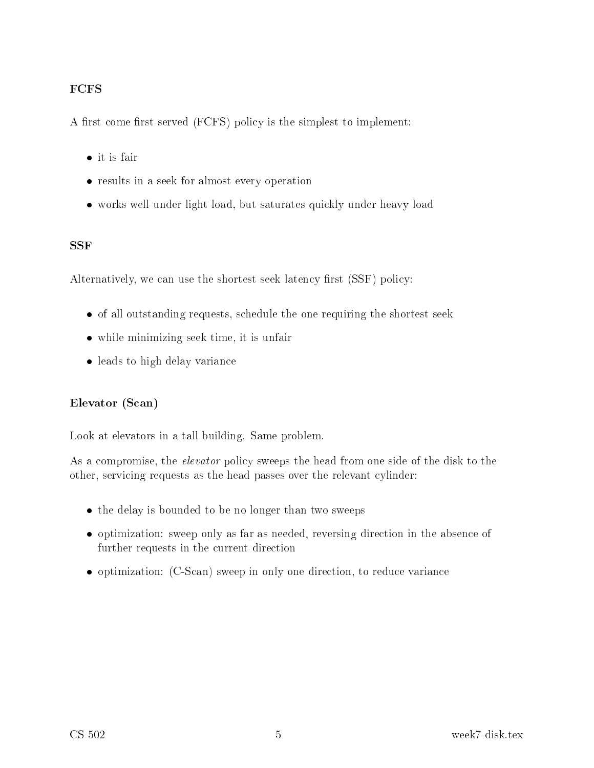### FCFS

A first come first served (FCFS) policy is the simplest to implement:

- it is fair
- results in a seek for almost every operation
- works well under light load, but saturates quickly under heavy load

### SSF

Alternatively, we can use the shortest seek latency first (SSF) policy:

- of all outstanding requests, schedule the one requiring the shortest seek
- while minimizing seek time, it is unfair
- leads to high delay variance

### Elevator (Scan)

Look at elevators in a tall building. Same problem.

As a compromise, the *elevator* policy sweeps the head from one side of the disk to the other, servicing requests as the head passes over the relevant cylinder:

- the delay is bounded to be no longer than two sweeps
- optimization: sweep only as far as needed, reversing direction in the absence of further requests in the current direction
- optimization: (C-Scan) sweep in only one direction, to reduce variance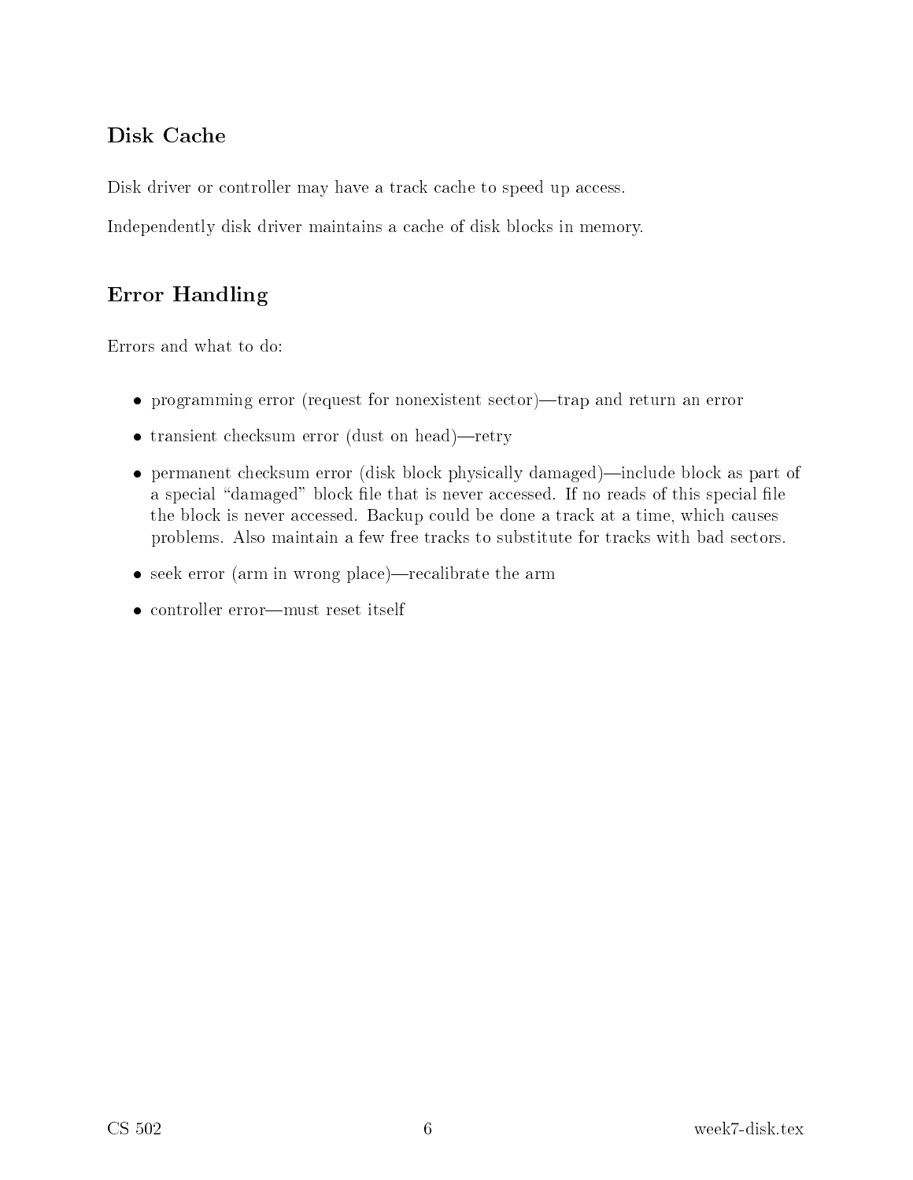## Disk Cache

Disk driver or controller may have a track cache to speed up access.

Independently disk driver maintains a cache of disk blocks in memory.

## Error Handling

Errors and what to do:

- programming error (request for nonexistent sector)—trap and return an error
- transient checksum error (dust on head)—retry
- permanent checksum error (disk block physically damaged)—include block as part of a special "damaged" block file that is never accessed. If no reads of this special file the block is never accessed. Backup could be done a track at a time, which causes problems. Also maintain a few free tracks to substitute for tracks with bad sectors.
- seek error (arm in wrong place)—recalibrate the arm
- controller error—must reset itself